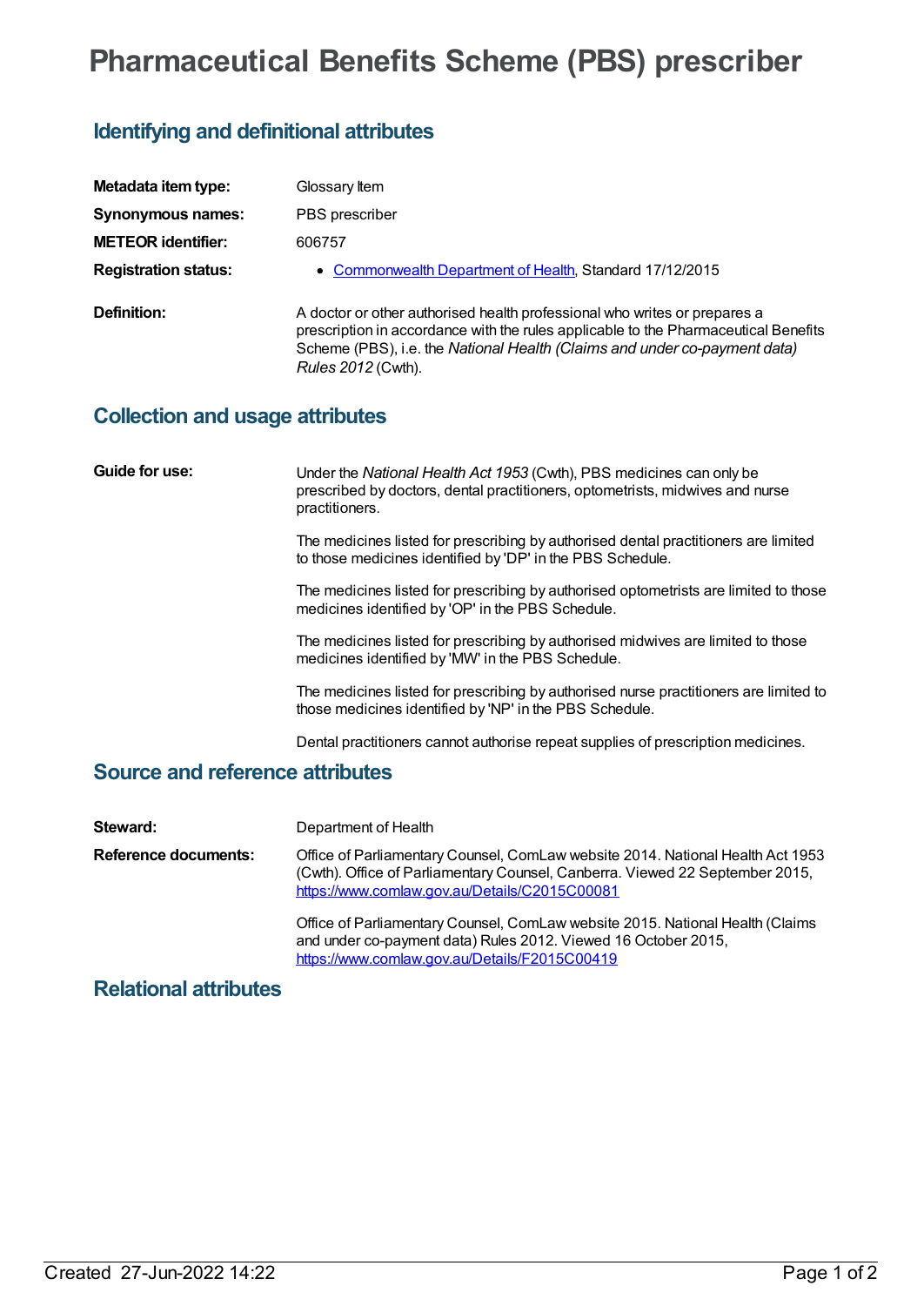# Pharmaceutical Benefits Scheme (PBS) prescriber

## Identifying and definitional attributes

| | |
|---|---|
| **Metadata item type:** | Glossary Item |
| **Synonymous names:** | PBS prescriber |
| **METEOR identifier:** | 606757 |
| **Registration status:** | • Commonwealth Department of Health, Standard 17/12/2015 |
| **Definition:** | A doctor or other authorised health professional who writes or prepares a prescription in accordance with the rules applicable to the Pharmaceutical Benefits Scheme (PBS), i.e. the *National Health (Claims and under co-payment data) Rules 2012* (Cwth). |

## Collection and usage attributes

**Guide for use:**

Under the *National Health Act 1953* (Cwth), PBS medicines can only be prescribed by doctors, dental practitioners, optometrists, midwives and nurse practitioners.

The medicines listed for prescribing by authorised dental practitioners are limited to those medicines identified by 'DP' in the PBS Schedule.

The medicines listed for prescribing by authorised optometrists are limited to those medicines identified by 'OP' in the PBS Schedule.

The medicines listed for prescribing by authorised midwives are limited to those medicines identified by 'MW' in the PBS Schedule.

The medicines listed for prescribing by authorised nurse practitioners are limited to those medicines identified by 'NP' in the PBS Schedule.

Dental practitioners cannot authorise repeat supplies of prescription medicines.

## Source and reference attributes

**Steward:** Department of Health

**Reference documents:**

Office of Parliamentary Counsel, ComLaw website 2014. National Health Act 1953 (Cwth). Office of Parliamentary Counsel, Canberra. Viewed 22 September 2015, https://www.comlaw.gov.au/Details/C2015C00081

Office of Parliamentary Counsel, ComLaw website 2015. National Health (Claims and under co-payment data) Rules 2012. Viewed 16 October 2015, https://www.comlaw.gov.au/Details/F2015C00419

## Relational attributes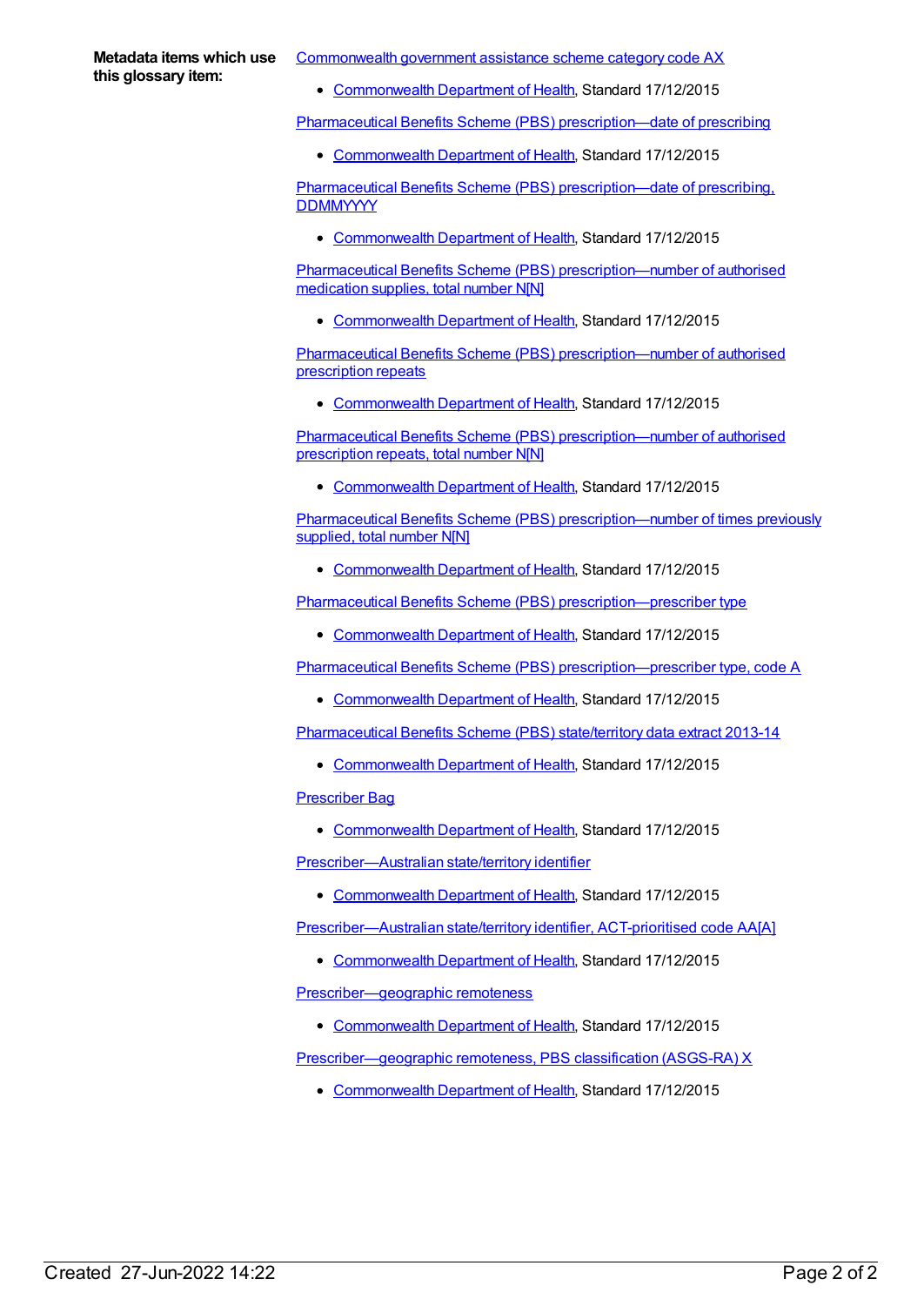**Metadata items which use this glossary item:**

Commonwealth government assistance scheme category code AX

- Commonwealth Department of Health, Standard 17/12/2015

Pharmaceutical Benefits Scheme (PBS) prescription—date of prescribing

- Commonwealth Department of Health, Standard 17/12/2015

Pharmaceutical Benefits Scheme (PBS) prescription—date of prescribing, DDMMYYYY

- Commonwealth Department of Health, Standard 17/12/2015

Pharmaceutical Benefits Scheme (PBS) prescription—number of authorised medication supplies, total number N[N]

- Commonwealth Department of Health, Standard 17/12/2015

Pharmaceutical Benefits Scheme (PBS) prescription—number of authorised prescription repeats

- Commonwealth Department of Health, Standard 17/12/2015

Pharmaceutical Benefits Scheme (PBS) prescription—number of authorised prescription repeats, total number N[N]

- Commonwealth Department of Health, Standard 17/12/2015

Pharmaceutical Benefits Scheme (PBS) prescription—number of times previously supplied, total number N[N]

- Commonwealth Department of Health, Standard 17/12/2015

Pharmaceutical Benefits Scheme (PBS) prescription—prescriber type

- Commonwealth Department of Health, Standard 17/12/2015

Pharmaceutical Benefits Scheme (PBS) prescription—prescriber type, code A

- Commonwealth Department of Health, Standard 17/12/2015

Pharmaceutical Benefits Scheme (PBS) state/territory data extract 2013-14

- Commonwealth Department of Health, Standard 17/12/2015

Prescriber Bag

- Commonwealth Department of Health, Standard 17/12/2015

Prescriber—Australian state/territory identifier

- Commonwealth Department of Health, Standard 17/12/2015

Prescriber—Australian state/territory identifier, ACT-prioritised code AA[A]

- Commonwealth Department of Health, Standard 17/12/2015

Prescriber—geographic remoteness

- Commonwealth Department of Health, Standard 17/12/2015

Prescriber—geographic remoteness, PBS classification (ASGS-RA) X

- Commonwealth Department of Health, Standard 17/12/2015